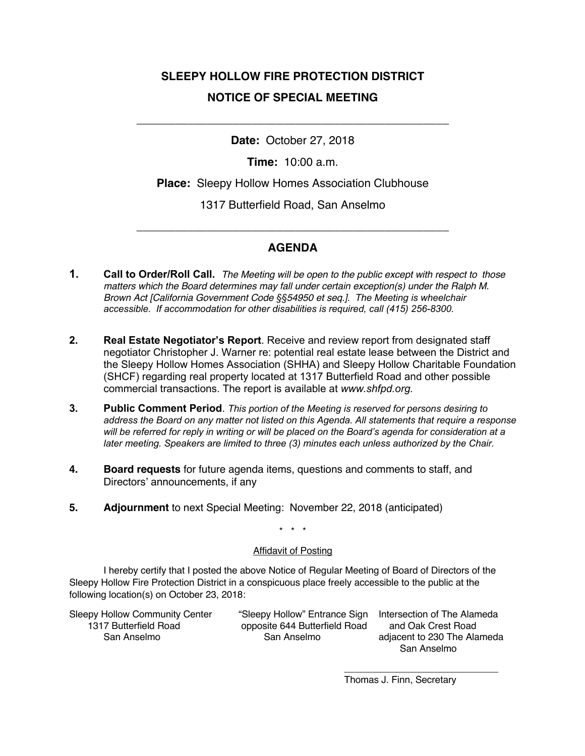# SLEEPY HOLLOW FIRE PROTECTION DISTRICT

## NOTICE OF SPECIAL MEETING

---

**Date:** October 27, 2018

**Time:** 10:00 a.m.

**Place:** Sleepy Hollow Homes Association Clubhouse

1317 Butterfield Road, San Anselmo

---

## AGENDA

1. **Call to Order/Roll Call.** *The Meeting will be open to the public except with respect to those matters which the Board determines may fall under certain exception(s) under the Ralph M. Brown Act [California Government Code §§54950 et seq.]. The Meeting is wheelchair accessible. If accommodation for other disabilities is required, call (415) 256-8300.*

2. **Real Estate Negotiator's Report**. Receive and review report from designated staff negotiator Christopher J. Warner re: potential real estate lease between the District and the Sleepy Hollow Homes Association (SHHA) and Sleepy Hollow Charitable Foundation (SHCF) regarding real property located at 1317 Butterfield Road and other possible commercial transactions. The report is available at *www.shfpd.org.*

3. **Public Comment Period**. *This portion of the Meeting is reserved for persons desiring to address the Board on any matter not listed on this Agenda. All statements that require a response will be referred for reply in writing or will be placed on the Board's agenda for consideration at a later meeting. Speakers are limited to three (3) minutes each unless authorized by the Chair.*

4. **Board requests** for future agenda items, questions and comments to staff, and Directors' announcements, if any

5. **Adjournment** to next Special Meeting: November 22, 2018 (anticipated)

\* \* \*

Affidavit of Posting

I hereby certify that I posted the above Notice of Regular Meeting of Board of Directors of the Sleepy Hollow Fire Protection District in a conspicuous place freely accessible to the public at the following location(s) on October 23, 2018:

Sleepy Hollow Community Center
1317 Butterfield Road
San Anselmo

"Sleepy Hollow" Entrance Sign
opposite 644 Butterfield Road
San Anselmo

Intersection of The Alameda
and Oak Crest Road
adjacent to 230 The Alameda
San Anselmo

______________________________

Thomas J. Finn, Secretary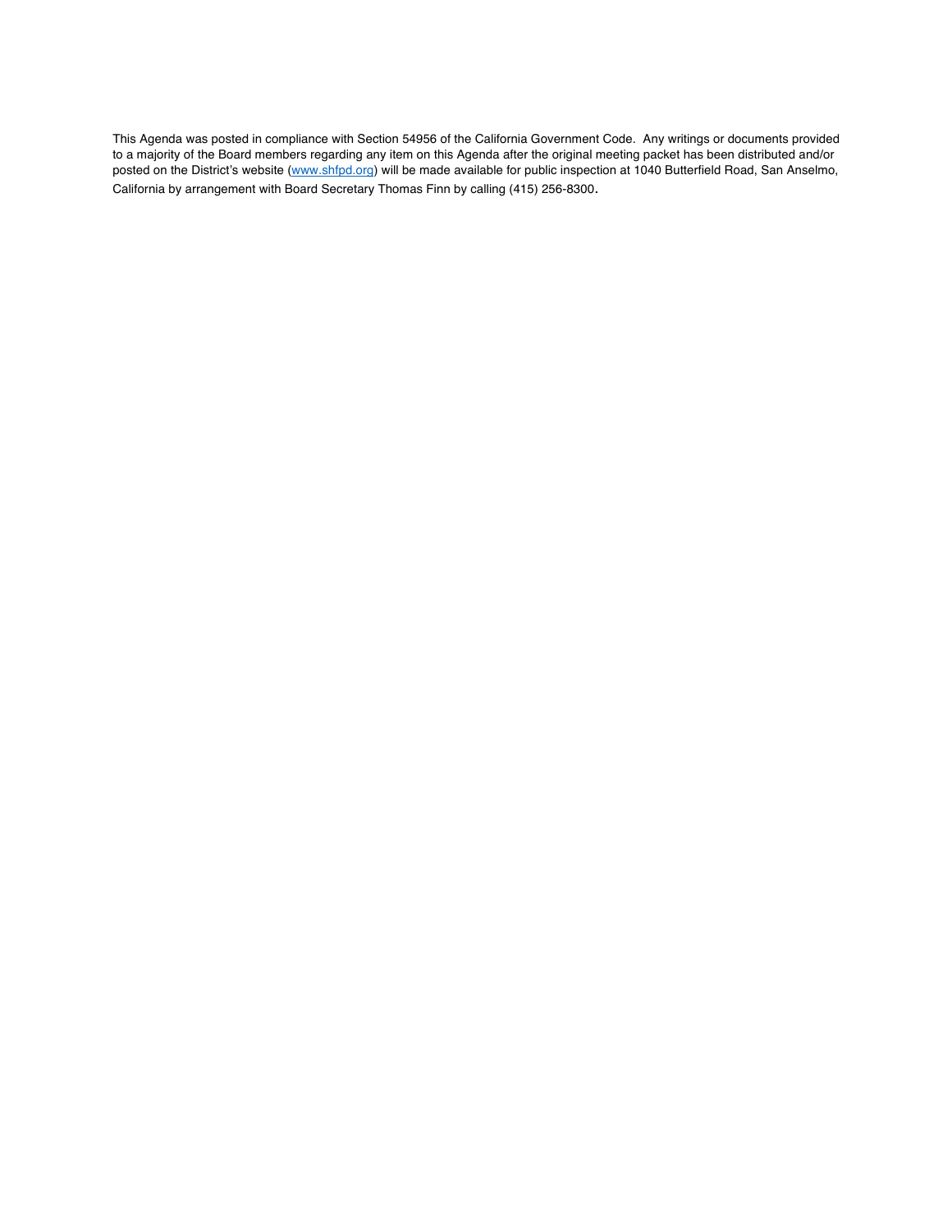This Agenda was posted in compliance with Section 54956 of the California Government Code. Any writings or documents provided to a majority of the Board members regarding any item on this Agenda after the original meeting packet has been distributed and/or posted on the District's website (www.shfpd.org) will be made available for public inspection at 1040 Butterfield Road, San Anselmo, California by arrangement with Board Secretary Thomas Finn by calling (415) 256-8300.